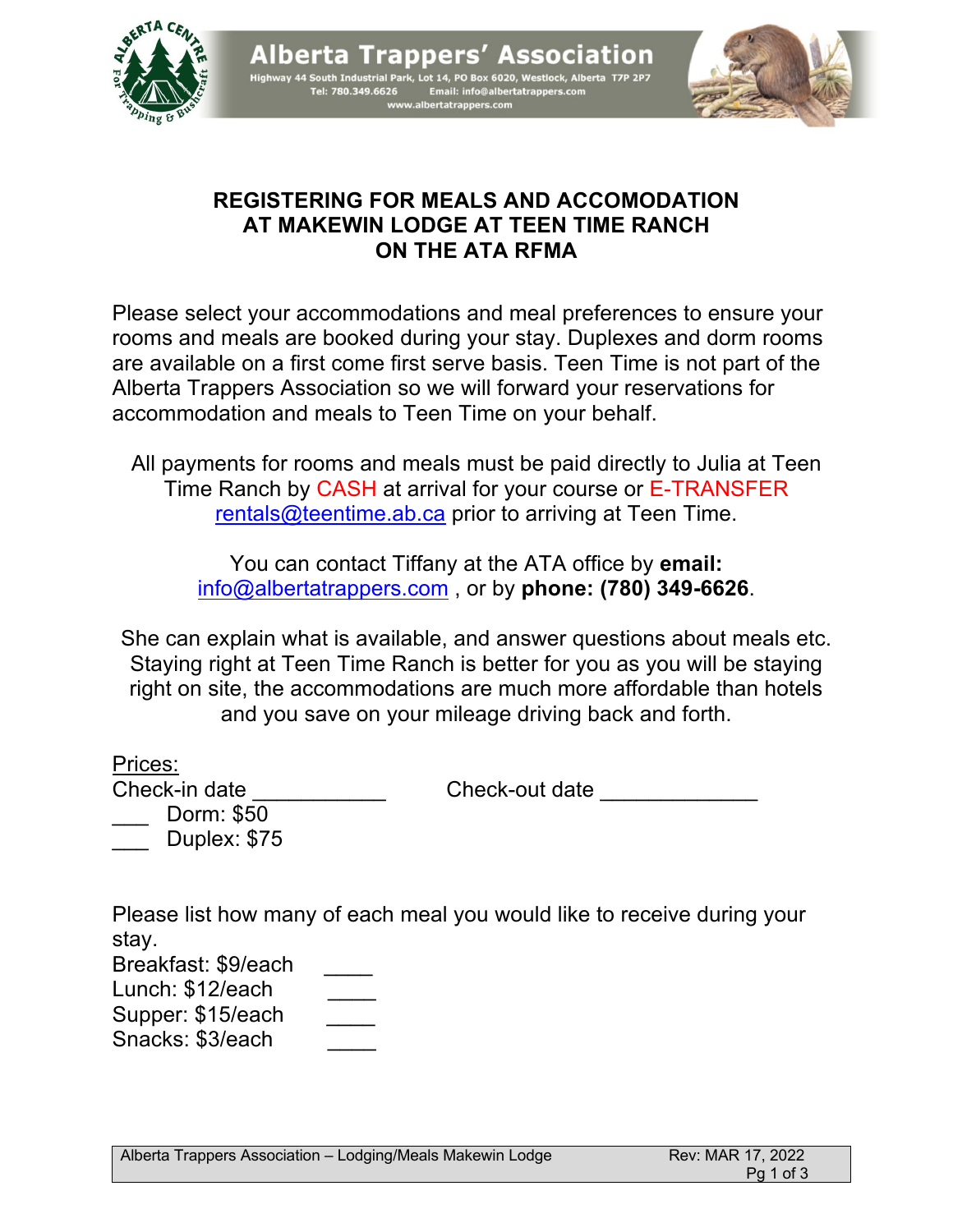Alberta Trappers' Association

Highway 44 South Industrial Park, Lot 14, PO Box 6020, Westlock, Alberta T7P 2P7
Tel: 780.349.6626 Email: info@albertatrappers.com
www.albertatrappers.com

# REGISTERING FOR MEALS AND ACCOMODATION AT MAKEWIN LODGE AT TEEN TIME RANCH ON THE ATA RFMA

Please select your accommodations and meal preferences to ensure your rooms and meals are booked during your stay. Duplexes and dorm rooms are available on a first come first serve basis. Teen Time is not part of the Alberta Trappers Association so we will forward your reservations for accommodation and meals to Teen Time on your behalf.

All payments for rooms and meals must be paid directly to Julia at Teen Time Ranch by CASH at arrival for your course or E-TRANSFER rentals@teentime.ab.ca prior to arriving at Teen Time.

You can contact Tiffany at the ATA office by **email:** info@albertatrappers.com , or by **phone: (780) 349-6626**.

She can explain what is available, and answer questions about meals etc. Staying right at Teen Time Ranch is better for you as you will be staying right on site, the accommodations are much more affordable than hotels and you save on your mileage driving back and forth.

Prices:

Check-in date ___________ Check-out date _____________

___ Dorm: $50

___ Duplex: $75

Please list how many of each meal you would like to receive during your stay.

Breakfast: $9/each ____

Lunch: $12/each ____

Supper: $15/each ____

Snacks: $3/each ____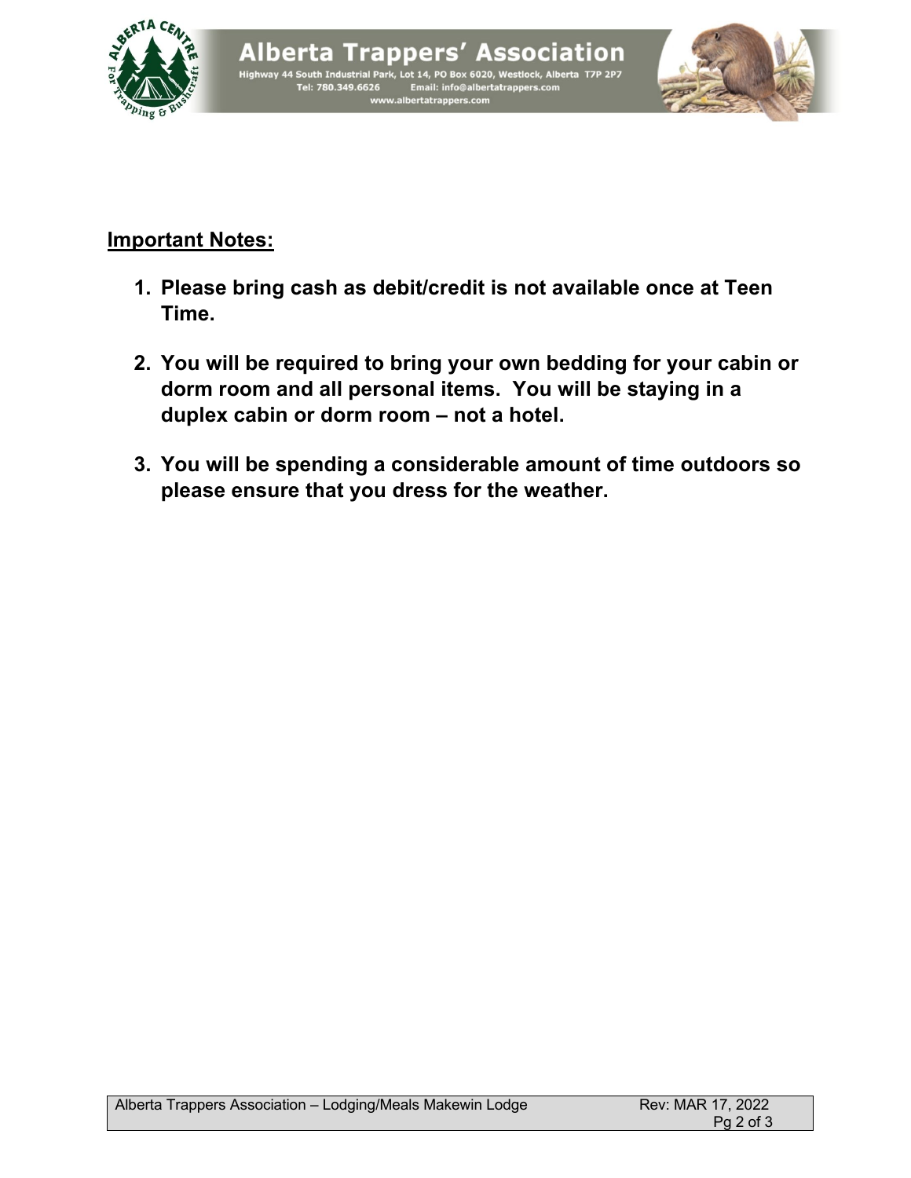**Important Notes:**

1. **Please bring cash as debit/credit is not available once at Teen Time.**

2. **You will be required to bring your own bedding for your cabin or dorm room and all personal items. You will be staying in a duplex cabin or dorm room – not a hotel.**

3. **You will be spending a considerable amount of time outdoors so please ensure that you dress for the weather.**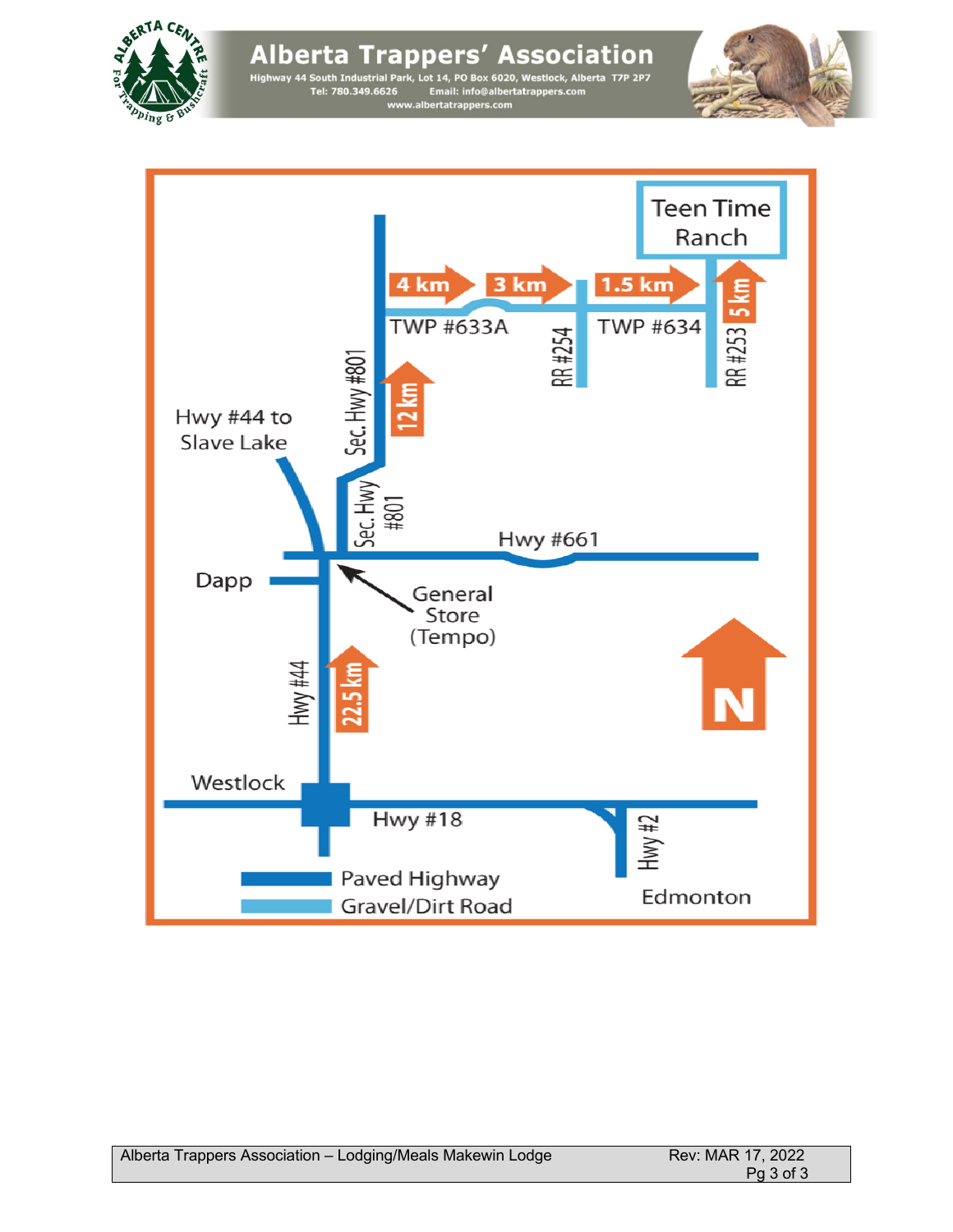# Alberta Trappers' Association

Highway 44 South Industrial Park, Lot 14, PO Box 6020, Westlock, Alberta T7P 2P7
Tel: 780.349.6626 Email: info@albertatrappers.com
www.albertatrappers.com

Teen Time Ranch

4 km
3 km
1.5 km
5 km
TWP #633A
TWP #634
RR #254
RR #253
Sec. Hwy #801
12 km
Hwy #44 to Slave Lake
Sec. Hwy #801
Hwy #661
Dapp
General Store (Tempo)
Hwy #44
22.5 km
N
Westlock
Hwy #18
Hwy #2
Edmonton
Paved Highway
Gravel/Dirt Road

Alberta Trappers Association – Lodging/Meals Makewin Lodge Rev: MAR 17, 2022